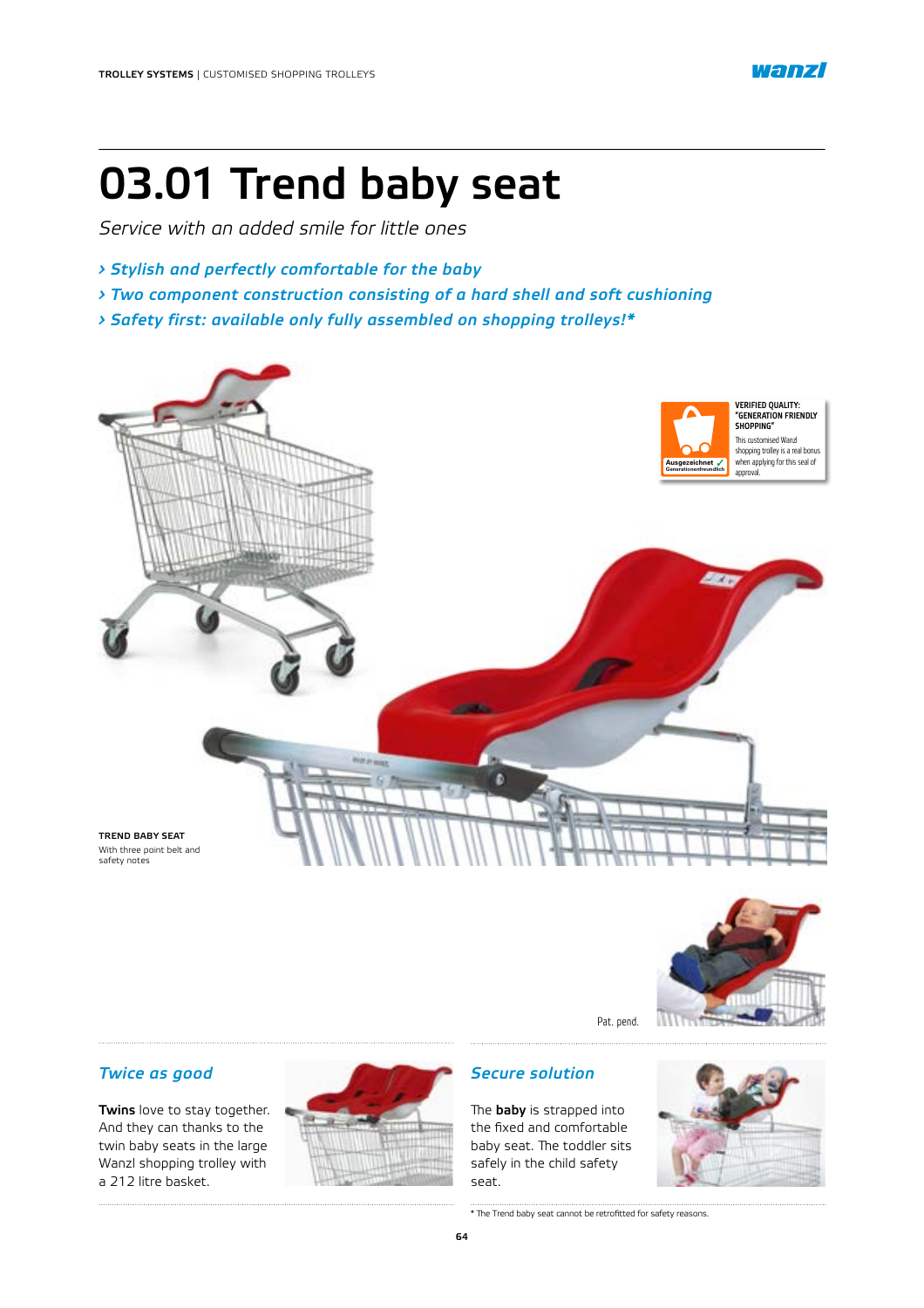# 03.01 Trend baby seat

*Service with an added smile for little ones*

- *Stylish and perfectly comfortable for the baby*
- *Two component construction consisting of a hard shell and soft cushioning*
- *Safety first: available only fully assembled on shopping trolleys!**

**VERIFIED QUALITY: "GENERATION FRIENDLY SHOPPING"**
This customised Wanzl shopping trolley is a real bonus when applying for this seal of approval.

**TREND BABY SEAT**
With three point belt and safety notes

Pat. pend.

## *Twice as good*

**Twins** love to stay together. And they can thanks to the twin baby seats in the large Wanzl shopping trolley with a 212 litre basket.

## *Secure solution*

The **baby** is strapped into the fixed and comfortable baby seat. The toddler sits safely in the child safety seat.

* The Trend baby seat cannot be retrofitted for safety reasons.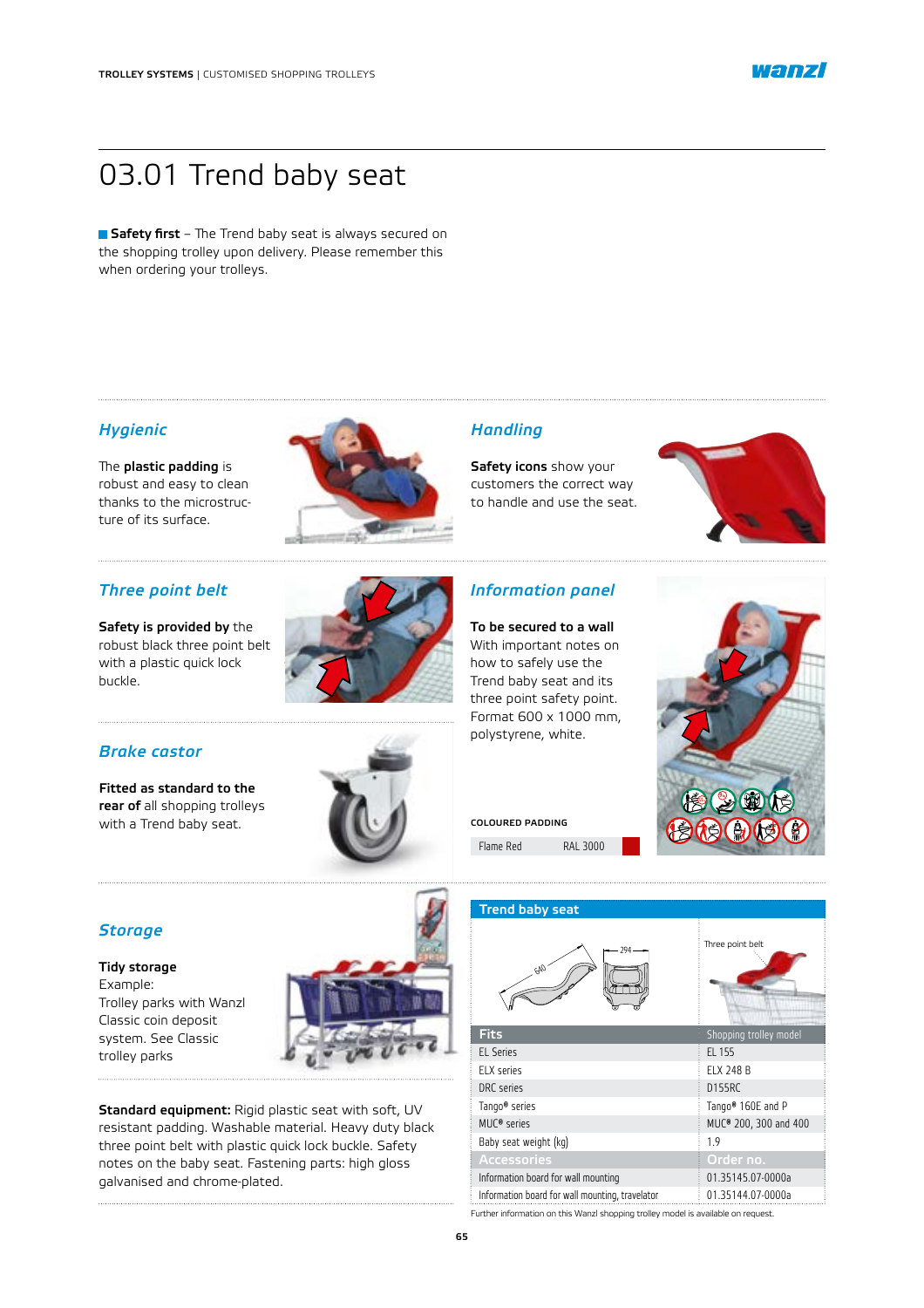# 03.01 Trend baby seat

**Safety first** – The Trend baby seat is always secured on the shopping trolley upon delivery. Please remember this when ordering your trolleys.

### *Hygienic*

The **plastic padding** is robust and easy to clean thanks to the microstructure of its surface.

### *Handling*

**Safety icons** show your customers the correct way to handle and use the seat.

### *Three point belt*

**Safety is provided by** the robust black three point belt with a plastic quick lock buckle.

### *Information panel*

**To be secured to a wall**
With important notes on how to safely use the Trend baby seat and its three point safety point. Format 600 x 1000 mm, polystyrene, white.

**COLOURED PADDING**

| | |
|---|---|
| Flame Red | RAL 3000 |

### *Brake castor*

**Fitted as standard to the rear of** all shopping trolleys with a Trend baby seat.

### *Storage*

**Tidy storage**
Example:
Trolley parks with Wanzl Classic coin deposit system. See Classic trolley parks

**Standard equipment:** Rigid plastic seat with soft, UV resistant padding. Washable material. Heavy duty black three point belt with plastic quick lock buckle. Safety notes on the baby seat. Fastening parts: high gloss galvanised and chrome-plated.

**Trend baby seat**

640
294
Three point belt

| Fits | Shopping trolley model |
|---|---|
| EL Series | EL 155 |
| ELX series | ELX 248 B |
| DRC series | D155RC |
| Tango® series | Tango® 160E and P |
| MUC® series | MUC® 200, 300 and 400 |
| Baby seat weight (kg) | 1.9 |
| **Accessories** | **Order no.** |
| Information board for wall mounting | 01.35145.07-0000a |
| Information board for wall mounting, travelator | 01.35144.07-0000a |

Further information on this Wanzl shopping trolley model is available on request.